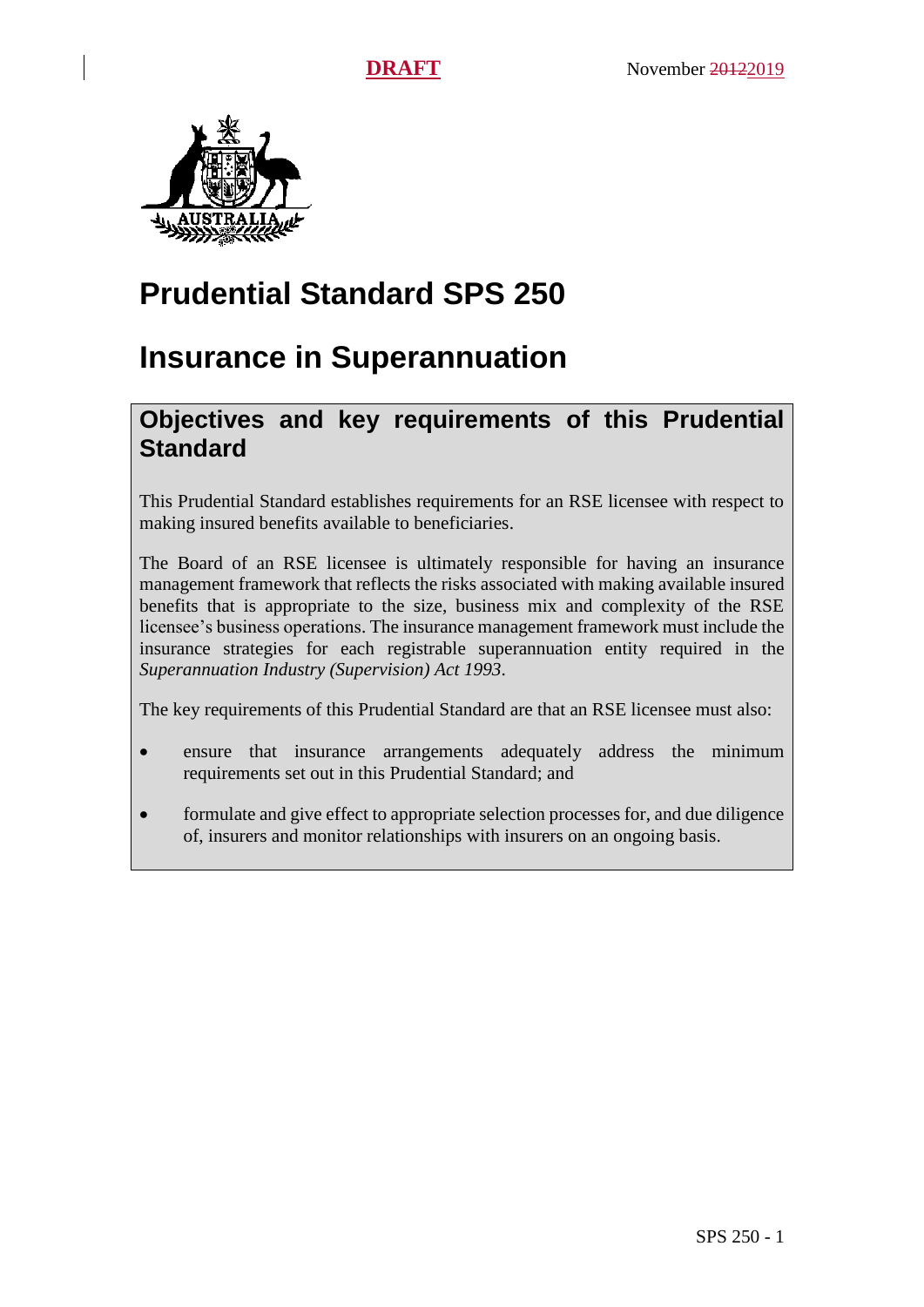**DRAFT** November ~~2012~~2019

# Prudential Standard SPS 250

# Insurance in Superannuation

## Objectives and key requirements of this Prudential Standard

This Prudential Standard establishes requirements for an RSE licensee with respect to making insured benefits available to beneficiaries.

The Board of an RSE licensee is ultimately responsible for having an insurance management framework that reflects the risks associated with making available insured benefits that is appropriate to the size, business mix and complexity of the RSE licensee's business operations. The insurance management framework must include the insurance strategies for each registrable superannuation entity required in the *Superannuation Industry (Supervision) Act 1993*.

The key requirements of this Prudential Standard are that an RSE licensee must also:

- ensure that insurance arrangements adequately address the minimum requirements set out in this Prudential Standard; and
- formulate and give effect to appropriate selection processes for, and due diligence of, insurers and monitor relationships with insurers on an ongoing basis.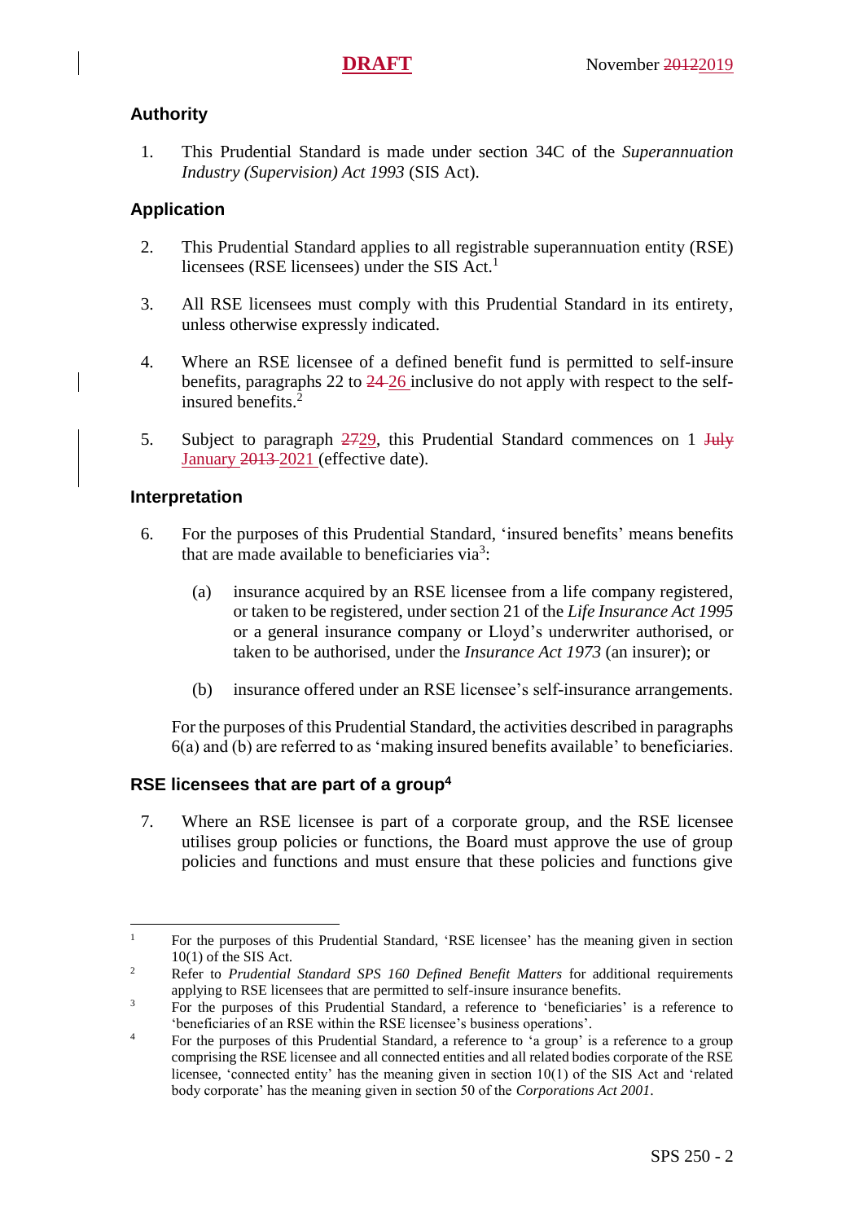## Authority

1. This Prudential Standard is made under section 34C of the *Superannuation Industry (Supervision) Act 1993* (SIS Act).

## Application

2. This Prudential Standard applies to all registrable superannuation entity (RSE) licensees (RSE licensees) under the SIS Act.[1]

3. All RSE licensees must comply with this Prudential Standard in its entirety, unless otherwise expressly indicated.

4. Where an RSE licensee of a defined benefit fund is permitted to self-insure benefits, paragraphs 22 to ~~24~~ 26 inclusive do not apply with respect to the self-insured benefits.[2]

5. Subject to paragraph ~~27~~29, this Prudential Standard commences on 1 ~~July~~ January ~~2013~~ 2021 (effective date).

## Interpretation

6. For the purposes of this Prudential Standard, 'insured benefits' means benefits that are made available to beneficiaries via[3]:

   (a) insurance acquired by an RSE licensee from a life company registered, or taken to be registered, under section 21 of the *Life Insurance Act 1995* or a general insurance company or Lloyd's underwriter authorised, or taken to be authorised, under the *Insurance Act 1973* (an insurer); or

   (b) insurance offered under an RSE licensee's self-insurance arrangements.

   For the purposes of this Prudential Standard, the activities described in paragraphs 6(a) and (b) are referred to as 'making insured benefits available' to beneficiaries.

## RSE licensees that are part of a group[4]

7. Where an RSE licensee is part of a corporate group, and the RSE licensee utilises group policies or functions, the Board must approve the use of group policies and functions and must ensure that these policies and functions give

---

[1] For the purposes of this Prudential Standard, 'RSE licensee' has the meaning given in section 10(1) of the SIS Act.

[2] Refer to *Prudential Standard SPS 160 Defined Benefit Matters* for additional requirements applying to RSE licensees that are permitted to self-insure insurance benefits.

[3] For the purposes of this Prudential Standard, a reference to 'beneficiaries' is a reference to 'beneficiaries of an RSE within the RSE licensee's business operations'.

[4] For the purposes of this Prudential Standard, a reference to 'a group' is a reference to a group comprising the RSE licensee and all connected entities and all related bodies corporate of the RSE licensee, 'connected entity' has the meaning given in section 10(1) of the SIS Act and 'related body corporate' has the meaning given in section 50 of the *Corporations Act 2001*.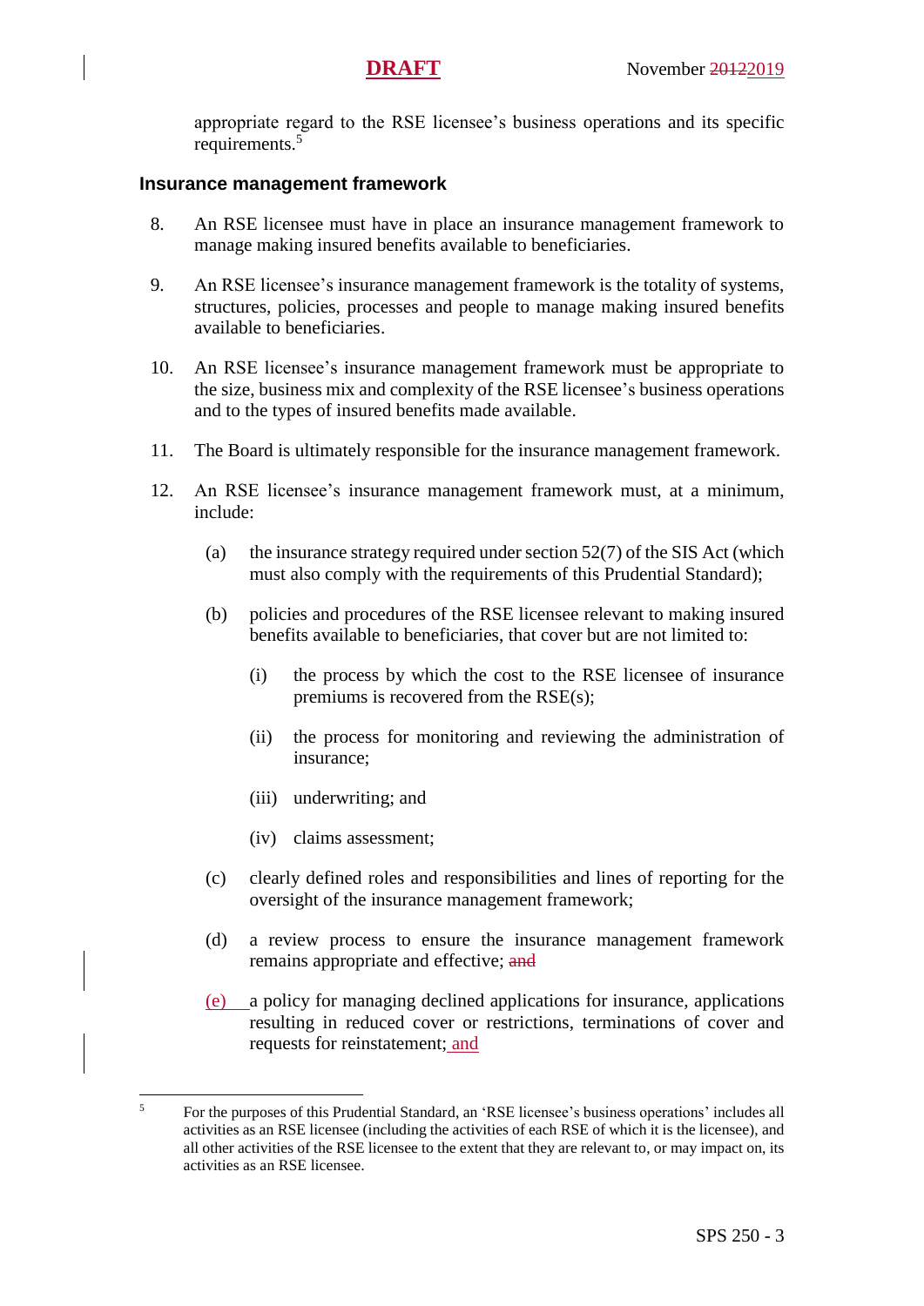appropriate regard to the RSE licensee's business operations and its specific requirements.[5]

### Insurance management framework

8. An RSE licensee must have in place an insurance management framework to manage making insured benefits available to beneficiaries.

9. An RSE licensee's insurance management framework is the totality of systems, structures, policies, processes and people to manage making insured benefits available to beneficiaries.

10. An RSE licensee's insurance management framework must be appropriate to the size, business mix and complexity of the RSE licensee's business operations and to the types of insured benefits made available.

11. The Board is ultimately responsible for the insurance management framework.

12. An RSE licensee's insurance management framework must, at a minimum, include:

    (a) the insurance strategy required under section 52(7) of the SIS Act (which must also comply with the requirements of this Prudential Standard);

    (b) policies and procedures of the RSE licensee relevant to making insured benefits available to beneficiaries, that cover but are not limited to:

        (i) the process by which the cost to the RSE licensee of insurance premiums is recovered from the RSE(s);

        (ii) the process for monitoring and reviewing the administration of insurance;

        (iii) underwriting; and

        (iv) claims assessment;

    (c) clearly defined roles and responsibilities and lines of reporting for the oversight of the insurance management framework;

    (d) a review process to ensure the insurance management framework remains appropriate and effective; ~~and~~

    (e) a policy for managing declined applications for insurance, applications resulting in reduced cover or restrictions, terminations of cover and requests for reinstatement; and

[5] For the purposes of this Prudential Standard, an 'RSE licensee's business operations' includes all activities as an RSE licensee (including the activities of each RSE of which it is the licensee), and all other activities of the RSE licensee to the extent that they are relevant to, or may impact on, its activities as an RSE licensee.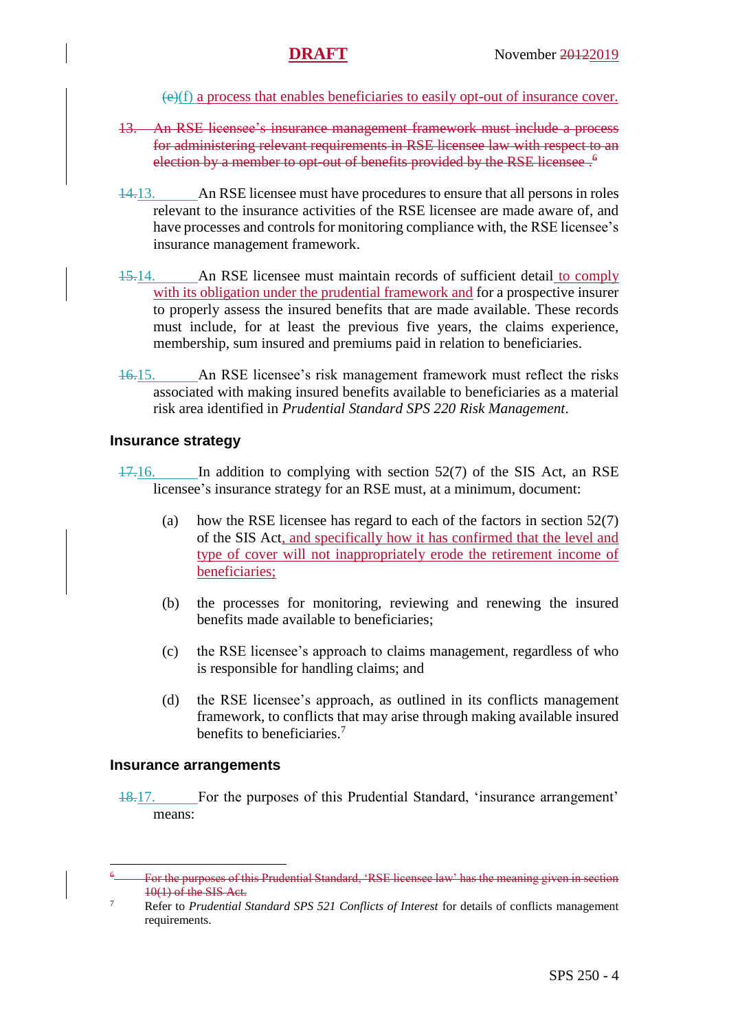~~(e)~~(f) a process that enables beneficiaries to easily opt-out of insurance cover.

~~13. An RSE licensee's insurance management framework must include a process for administering relevant requirements in RSE licensee law with respect to an election by a member to opt-out of benefits provided by the RSE licensee.[6]~~

~~14.~~13. An RSE licensee must have procedures to ensure that all persons in roles relevant to the insurance activities of the RSE licensee are made aware of, and have processes and controls for monitoring compliance with, the RSE licensee's insurance management framework.

~~15.~~14. An RSE licensee must maintain records of sufficient detail to comply with its obligation under the prudential framework and for a prospective insurer to properly assess the insured benefits that are made available. These records must include, for at least the previous five years, the claims experience, membership, sum insured and premiums paid in relation to beneficiaries.

~~16.~~15. An RSE licensee's risk management framework must reflect the risks associated with making insured benefits available to beneficiaries as a material risk area identified in *Prudential Standard SPS 220 Risk Management*.

## Insurance strategy

~~17.~~16. In addition to complying with section 52(7) of the SIS Act, an RSE licensee's insurance strategy for an RSE must, at a minimum, document:

(a) how the RSE licensee has regard to each of the factors in section 52(7) of the SIS Act, and specifically how it has confirmed that the level and type of cover will not inappropriately erode the retirement income of beneficiaries;

(b) the processes for monitoring, reviewing and renewing the insured benefits made available to beneficiaries;

(c) the RSE licensee's approach to claims management, regardless of who is responsible for handling claims; and

(d) the RSE licensee's approach, as outlined in its conflicts management framework, to conflicts that may arise through making available insured benefits to beneficiaries.[7]

## Insurance arrangements

~~18.~~17. For the purposes of this Prudential Standard, 'insurance arrangement' means:

---

~~[6] For the purposes of this Prudential Standard, 'RSE licensee law' has the meaning given in section 10(1) of the SIS Act.~~

[7] Refer to *Prudential Standard SPS 521 Conflicts of Interest* for details of conflicts management requirements.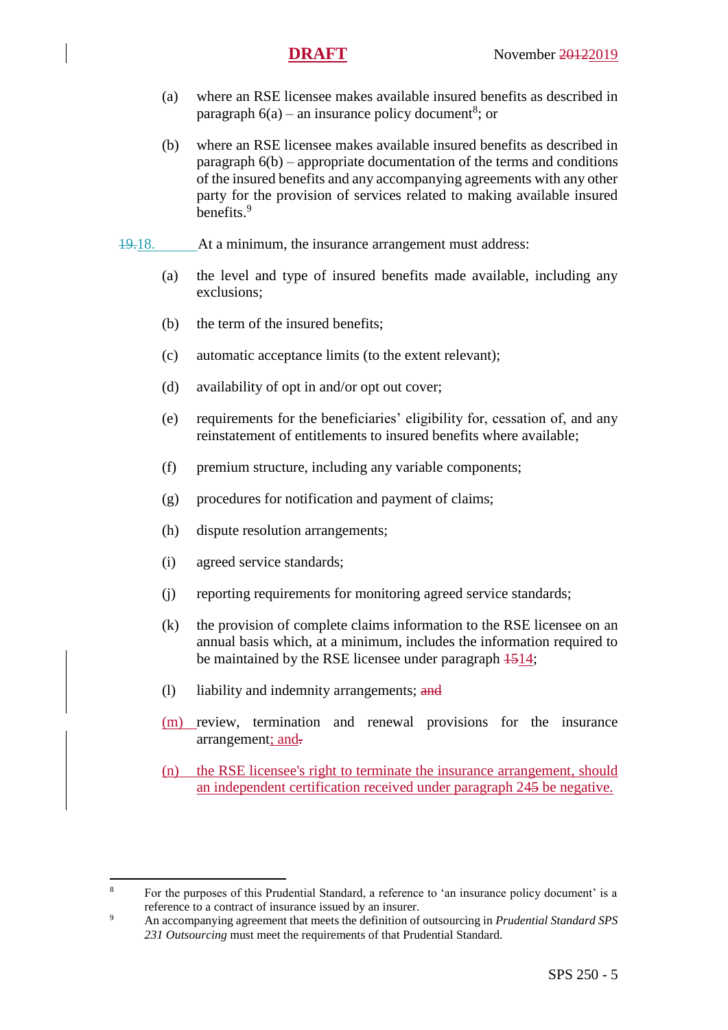(a) where an RSE licensee makes available insured benefits as described in paragraph 6(a) – an insurance policy document[8]; or

(b) where an RSE licensee makes available insured benefits as described in paragraph 6(b) – appropriate documentation of the terms and conditions of the insured benefits and any accompanying agreements with any other party for the provision of services related to making available insured benefits.[9]

~~19.~~18. At a minimum, the insurance arrangement must address:

(a) the level and type of insured benefits made available, including any exclusions;

(b) the term of the insured benefits;

(c) automatic acceptance limits (to the extent relevant);

(d) availability of opt in and/or opt out cover;

(e) requirements for the beneficiaries' eligibility for, cessation of, and any reinstatement of entitlements to insured benefits where available;

(f) premium structure, including any variable components;

(g) procedures for notification and payment of claims;

(h) dispute resolution arrangements;

(i) agreed service standards;

(j) reporting requirements for monitoring agreed service standards;

(k) the provision of complete claims information to the RSE licensee on an annual basis which, at a minimum, includes the information required to be maintained by the RSE licensee under paragraph ~~15~~14;

(l) liability and indemnity arrangements; ~~and~~

(m) review, termination and renewal provisions for the insurance arrangement; and~~.~~

(n) the RSE licensee's right to terminate the insurance arrangement, should an independent certification received under paragraph 24~~5~~ be negative.

---

[8] For the purposes of this Prudential Standard, a reference to 'an insurance policy document' is a reference to a contract of insurance issued by an insurer.

[9] An accompanying agreement that meets the definition of outsourcing in *Prudential Standard SPS 231 Outsourcing* must meet the requirements of that Prudential Standard.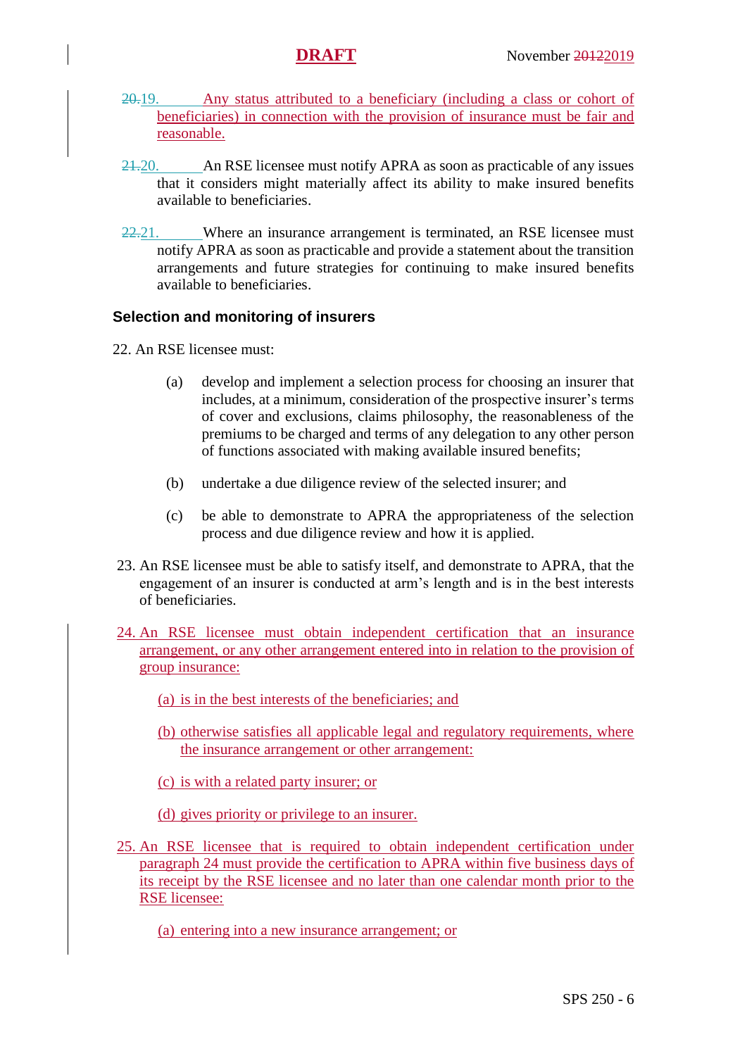20.19. Any status attributed to a beneficiary (including a class or cohort of beneficiaries) in connection with the provision of insurance must be fair and reasonable.

21.20. An RSE licensee must notify APRA as soon as practicable of any issues that it considers might materially affect its ability to make insured benefits available to beneficiaries.

22.21. Where an insurance arrangement is terminated, an RSE licensee must notify APRA as soon as practicable and provide a statement about the transition arrangements and future strategies for continuing to make insured benefits available to beneficiaries.

### Selection and monitoring of insurers

22. An RSE licensee must:

(a) develop and implement a selection process for choosing an insurer that includes, at a minimum, consideration of the prospective insurer's terms of cover and exclusions, claims philosophy, the reasonableness of the premiums to be charged and terms of any delegation to any other person of functions associated with making available insured benefits;

(b) undertake a due diligence review of the selected insurer; and

(c) be able to demonstrate to APRA the appropriateness of the selection process and due diligence review and how it is applied.

23. An RSE licensee must be able to satisfy itself, and demonstrate to APRA, that the engagement of an insurer is conducted at arm's length and is in the best interests of beneficiaries.

24. An RSE licensee must obtain independent certification that an insurance arrangement, or any other arrangement entered into in relation to the provision of group insurance:

(a) is in the best interests of the beneficiaries; and

(b) otherwise satisfies all applicable legal and regulatory requirements, where the insurance arrangement or other arrangement:

(c) is with a related party insurer; or

(d) gives priority or privilege to an insurer.

25. An RSE licensee that is required to obtain independent certification under paragraph 24 must provide the certification to APRA within five business days of its receipt by the RSE licensee and no later than one calendar month prior to the RSE licensee:

(a) entering into a new insurance arrangement; or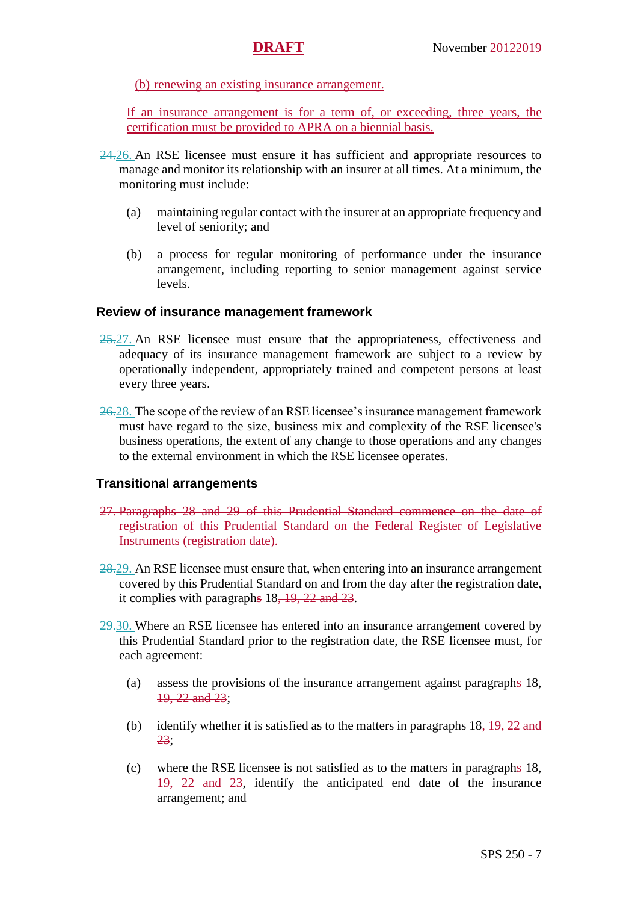(b) renewing an existing insurance arrangement.

If an insurance arrangement is for a term of, or exceeding, three years, the certification must be provided to APRA on a biennial basis.

~~24.~~26. An RSE licensee must ensure it has sufficient and appropriate resources to manage and monitor its relationship with an insurer at all times. At a minimum, the monitoring must include:

(a) maintaining regular contact with the insurer at an appropriate frequency and level of seniority; and

(b) a process for regular monitoring of performance under the insurance arrangement, including reporting to senior management against service levels.

### Review of insurance management framework

~~25.~~27. An RSE licensee must ensure that the appropriateness, effectiveness and adequacy of its insurance management framework are subject to a review by operationally independent, appropriately trained and competent persons at least every three years.

~~26.~~28. The scope of the review of an RSE licensee's insurance management framework must have regard to the size, business mix and complexity of the RSE licensee's business operations, the extent of any change to those operations and any changes to the external environment in which the RSE licensee operates.

### Transitional arrangements

~~27. Paragraphs 28 and 29 of this Prudential Standard commence on the date of registration of this Prudential Standard on the Federal Register of Legislative Instruments (registration date).~~

~~28.~~29. An RSE licensee must ensure that, when entering into an insurance arrangement covered by this Prudential Standard on and from the day after the registration date, it complies with paragraph~~s~~ 18~~, 19, 22 and 23~~.

~~29.~~30. Where an RSE licensee has entered into an insurance arrangement covered by this Prudential Standard prior to the registration date, the RSE licensee must, for each agreement:

(a) assess the provisions of the insurance arrangement against paragraph~~s~~ 18, ~~19, 22 and 23~~;

(b) identify whether it is satisfied as to the matters in paragraphs 18~~, 19, 22 and 23~~;

(c) where the RSE licensee is not satisfied as to the matters in paragraph~~s~~ 18, ~~19, 22 and 23~~, identify the anticipated end date of the insurance arrangement; and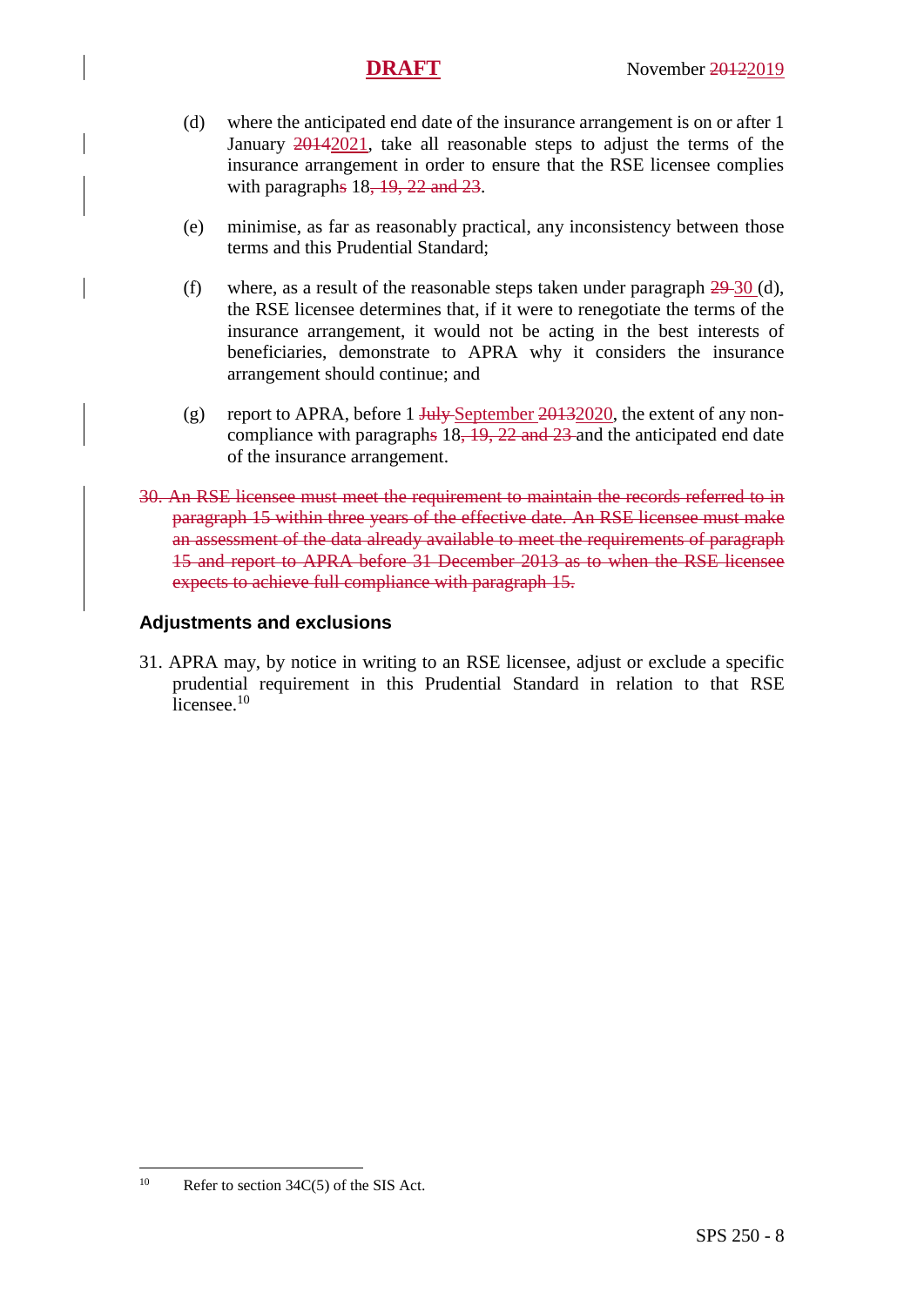(d) where the anticipated end date of the insurance arrangement is on or after 1 January ~~2014~~2021, take all reasonable steps to adjust the terms of the insurance arrangement in order to ensure that the RSE licensee complies with paragraph~~s~~ 18~~, 19, 22 and 23~~.

(e) minimise, as far as reasonably practical, any inconsistency between those terms and this Prudential Standard;

(f) where, as a result of the reasonable steps taken under paragraph ~~29~~ 30 (d), the RSE licensee determines that, if it were to renegotiate the terms of the insurance arrangement, it would not be acting in the best interests of beneficiaries, demonstrate to APRA why it considers the insurance arrangement should continue; and

(g) report to APRA, before 1 ~~July~~ September ~~2013~~2020, the extent of any non-compliance with paragraph~~s~~ 18~~, 19, 22 and 23~~ and the anticipated end date of the insurance arrangement.

~~30. An RSE licensee must meet the requirement to maintain the records referred to in paragraph 15 within three years of the effective date. An RSE licensee must make an assessment of the data already available to meet the requirements of paragraph 15 and report to APRA before 31 December 2013 as to when the RSE licensee expects to achieve full compliance with paragraph 15.~~

### Adjustments and exclusions

31. APRA may, by notice in writing to an RSE licensee, adjust or exclude a specific prudential requirement in this Prudential Standard in relation to that RSE licensee.[10]

---

[10] Refer to section 34C(5) of the SIS Act.